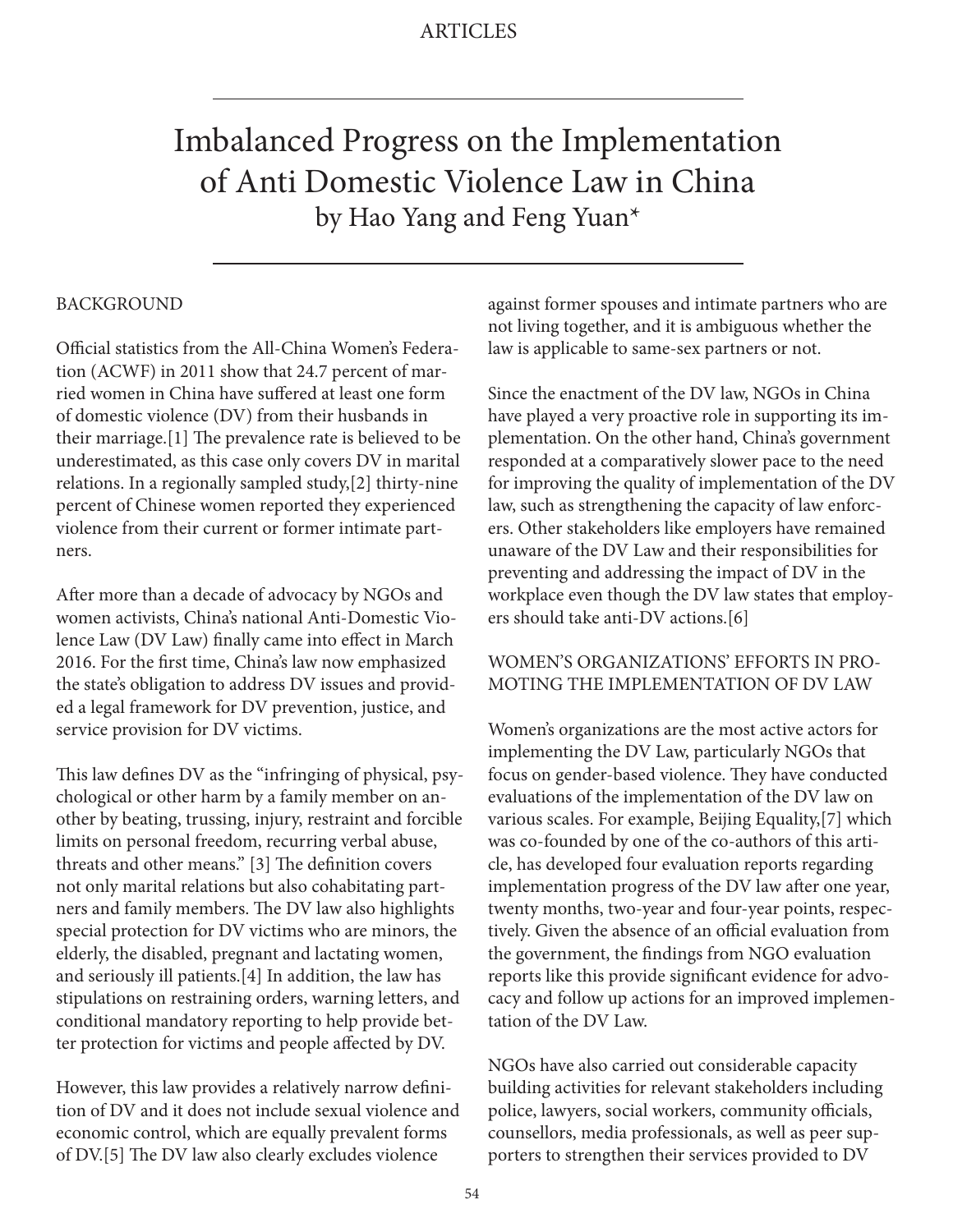# Imbalanced Progress on the Implementation of Anti Domestic Violence Law in China

by Hao Yang and Feng Yuan*

## BACKGROUND

Official statistics from the All-China Women's Federation (ACWF) in 2011 show that 24.7 percent of married women in China have suffered at least one form of domestic violence (DV) from their husbands in their marriage.[1] The prevalence rate is believed to be underestimated, as this case only covers DV in marital relations. In a regionally sampled study,[2] thirty-nine percent of Chinese women reported they experienced violence from their current or former intimate partners.

After more than a decade of advocacy by NGOs and women activists, China's national Anti-Domestic Violence Law (DV Law) finally came into effect in March 2016. For the first time, China's law now emphasized the state's obligation to address DV issues and provided a legal framework for DV prevention, justice, and service provision for DV victims.

This law defines DV as the "infringing of physical, psychological or other harm by a family member on another by beating, trussing, injury, restraint and forcible limits on personal freedom, recurring verbal abuse, threats and other means." [3] The definition covers not only marital relations but also cohabitating partners and family members. The DV law also highlights special protection for DV victims who are minors, the elderly, the disabled, pregnant and lactating women, and seriously ill patients.[4] In addition, the law has stipulations on restraining orders, warning letters, and conditional mandatory reporting to help provide better protection for victims and people affected by DV.

However, this law provides a relatively narrow definition of DV and it does not include sexual violence and economic control, which are equally prevalent forms of DV.[5] The DV law also clearly excludes violence against former spouses and intimate partners who are not living together, and it is ambiguous whether the law is applicable to same-sex partners or not.

Since the enactment of the DV law, NGOs in China have played a very proactive role in supporting its implementation. On the other hand, China's government responded at a comparatively slower pace to the need for improving the quality of implementation of the DV law, such as strengthening the capacity of law enforcers. Other stakeholders like employers have remained unaware of the DV Law and their responsibilities for preventing and addressing the impact of DV in the workplace even though the DV law states that employers should take anti-DV actions.[6]

## WOMEN'S ORGANIZATIONS' EFFORTS IN PROMOTING THE IMPLEMENTATION OF DV LAW

Women's organizations are the most active actors for implementing the DV Law, particularly NGOs that focus on gender-based violence. They have conducted evaluations of the implementation of the DV law on various scales. For example, Beijing Equality,[7] which was co-founded by one of the co-authors of this article, has developed four evaluation reports regarding implementation progress of the DV law after one year, twenty months, two-year and four-year points, respectively. Given the absence of an official evaluation from the government, the findings from NGO evaluation reports like this provide significant evidence for advocacy and follow up actions for an improved implementation of the DV Law.

NGOs have also carried out considerable capacity building activities for relevant stakeholders including police, lawyers, social workers, community officials, counsellors, media professionals, as well as peer supporters to strengthen their services provided to DV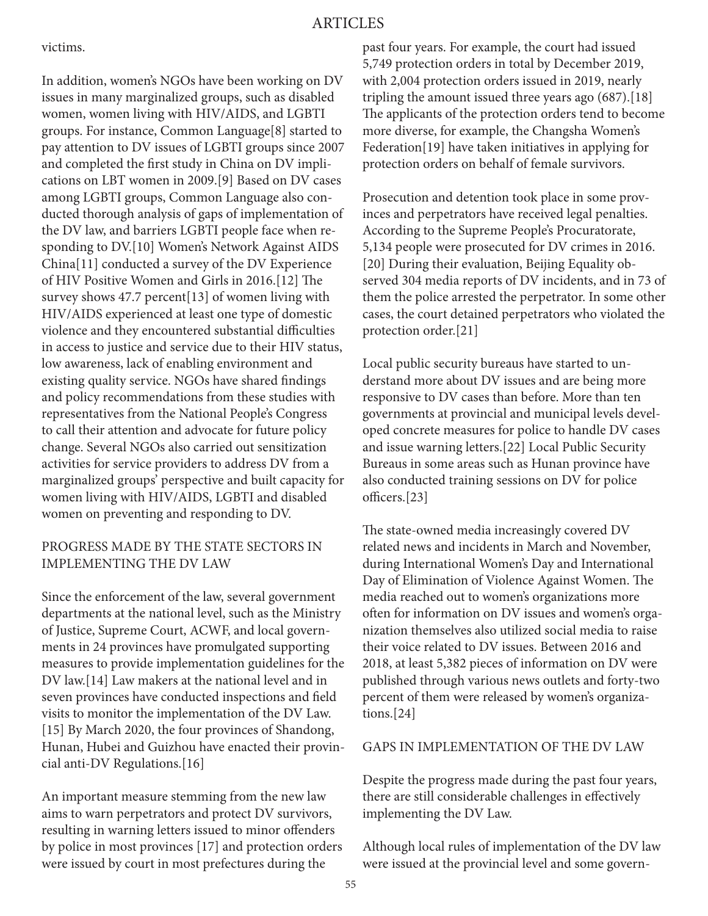victims.

In addition, women's NGOs have been working on DV issues in many marginalized groups, such as disabled women, women living with HIV/AIDS, and LGBTI groups. For instance, Common Language[8] started to pay attention to DV issues of LGBTI groups since 2007 and completed the first study in China on DV implications on LBT women in 2009.[9] Based on DV cases among LGBTI groups, Common Language also conducted thorough analysis of gaps of implementation of the DV law, and barriers LGBTI people face when responding to DV.[10] Women's Network Against AIDS China[11] conducted a survey of the DV Experience of HIV Positive Women and Girls in 2016.[12] The survey shows 47.7 percent[13] of women living with HIV/AIDS experienced at least one type of domestic violence and they encountered substantial difficulties in access to justice and service due to their HIV status, low awareness, lack of enabling environment and existing quality service. NGOs have shared findings and policy recommendations from these studies with representatives from the National People's Congress to call their attention and advocate for future policy change. Several NGOs also carried out sensitization activities for service providers to address DV from a marginalized groups' perspective and built capacity for women living with HIV/AIDS, LGBTI and disabled women on preventing and responding to DV.

## PROGRESS MADE BY THE STATE SECTORS IN IMPLEMENTING THE DV LAW

Since the enforcement of the law, several government departments at the national level, such as the Ministry of Justice, Supreme Court, ACWF, and local governments in 24 provinces have promulgated supporting measures to provide implementation guidelines for the DV law.[14] Law makers at the national level and in seven provinces have conducted inspections and field visits to monitor the implementation of the DV Law.[15] By March 2020, the four provinces of Shandong, Hunan, Hubei and Guizhou have enacted their provincial anti-DV Regulations.[16]

An important measure stemming from the new law aims to warn perpetrators and protect DV survivors, resulting in warning letters issued to minor offenders by police in most provinces [17] and protection orders were issued by court in most prefectures during the past four years. For example, the court had issued 5,749 protection orders in total by December 2019, with 2,004 protection orders issued in 2019, nearly tripling the amount issued three years ago (687).[18] The applicants of the protection orders tend to become more diverse, for example, the Changsha Women's Federation[19] have taken initiatives in applying for protection orders on behalf of female survivors.

Prosecution and detention took place in some provinces and perpetrators have received legal penalties. According to the Supreme People's Procuratorate, 5,134 people were prosecuted for DV crimes in 2016.[20] During their evaluation, Beijing Equality observed 304 media reports of DV incidents, and in 73 of them the police arrested the perpetrator. In some other cases, the court detained perpetrators who violated the protection order.[21]

Local public security bureaus have started to understand more about DV issues and are being more responsive to DV cases than before. More than ten governments at provincial and municipal levels developed concrete measures for police to handle DV cases and issue warning letters.[22] Local Public Security Bureaus in some areas such as Hunan province have also conducted training sessions on DV for police officers.[23]

The state-owned media increasingly covered DV related news and incidents in March and November, during International Women's Day and International Day of Elimination of Violence Against Women. The media reached out to women's organizations more often for information on DV issues and women's organization themselves also utilized social media to raise their voice related to DV issues. Between 2016 and 2018, at least 5,382 pieces of information on DV were published through various news outlets and forty-two percent of them were released by women's organizations.[24]

## GAPS IN IMPLEMENTATION OF THE DV LAW

Despite the progress made during the past four years, there are still considerable challenges in effectively implementing the DV Law.

Although local rules of implementation of the DV law were issued at the provincial level and some govern-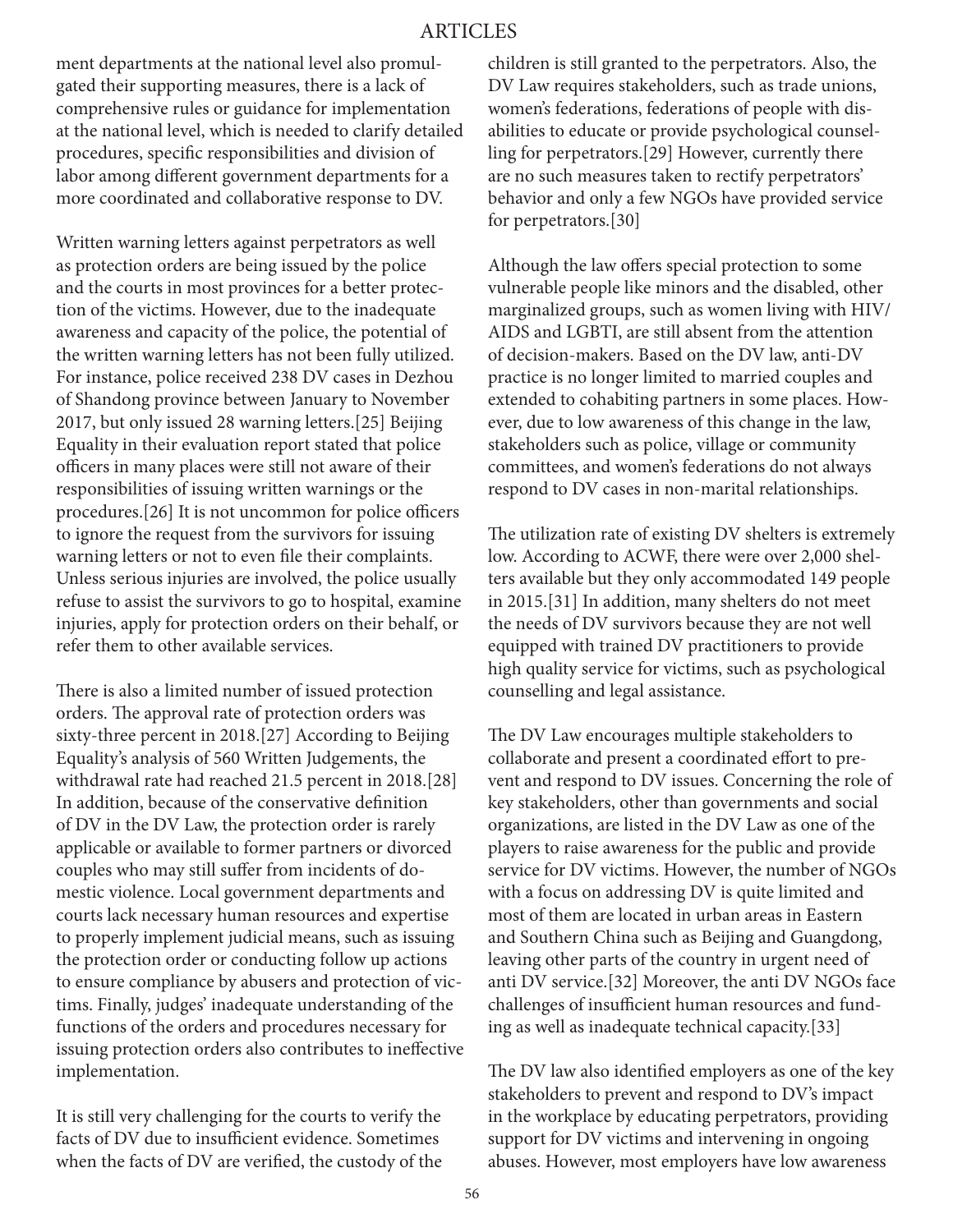ment departments at the national level also promulgated their supporting measures, there is a lack of comprehensive rules or guidance for implementation at the national level, which is needed to clarify detailed procedures, specific responsibilities and division of labor among different government departments for a more coordinated and collaborative response to DV.

Written warning letters against perpetrators as well as protection orders are being issued by the police and the courts in most provinces for a better protection of the victims. However, due to the inadequate awareness and capacity of the police, the potential of the written warning letters has not been fully utilized. For instance, police received 238 DV cases in Dezhou of Shandong province between January to November 2017, but only issued 28 warning letters.[25] Beijing Equality in their evaluation report stated that police officers in many places were still not aware of their responsibilities of issuing written warnings or the procedures.[26] It is not uncommon for police officers to ignore the request from the survivors for issuing warning letters or not to even file their complaints. Unless serious injuries are involved, the police usually refuse to assist the survivors to go to hospital, examine injuries, apply for protection orders on their behalf, or refer them to other available services.

There is also a limited number of issued protection orders. The approval rate of protection orders was sixty-three percent in 2018.[27] According to Beijing Equality's analysis of 560 Written Judgements, the withdrawal rate had reached 21.5 percent in 2018.[28] In addition, because of the conservative definition of DV in the DV Law, the protection order is rarely applicable or available to former partners or divorced couples who may still suffer from incidents of domestic violence. Local government departments and courts lack necessary human resources and expertise to properly implement judicial means, such as issuing the protection order or conducting follow up actions to ensure compliance by abusers and protection of victims. Finally, judges' inadequate understanding of the functions of the orders and procedures necessary for issuing protection orders also contributes to ineffective implementation.

It is still very challenging for the courts to verify the facts of DV due to insufficient evidence. Sometimes when the facts of DV are verified, the custody of the children is still granted to the perpetrators. Also, the DV Law requires stakeholders, such as trade unions, women's federations, federations of people with disabilities to educate or provide psychological counselling for perpetrators.[29] However, currently there are no such measures taken to rectify perpetrators' behavior and only a few NGOs have provided service for perpetrators.[30]

Although the law offers special protection to some vulnerable people like minors and the disabled, other marginalized groups, such as women living with HIV/AIDS and LGBTI, are still absent from the attention of decision-makers. Based on the DV law, anti-DV practice is no longer limited to married couples and extended to cohabiting partners in some places. However, due to low awareness of this change in the law, stakeholders such as police, village or community committees, and women's federations do not always respond to DV cases in non-marital relationships.

The utilization rate of existing DV shelters is extremely low. According to ACWF, there were over 2,000 shelters available but they only accommodated 149 people in 2015.[31] In addition, many shelters do not meet the needs of DV survivors because they are not well equipped with trained DV practitioners to provide high quality service for victims, such as psychological counselling and legal assistance.

The DV Law encourages multiple stakeholders to collaborate and present a coordinated effort to prevent and respond to DV issues. Concerning the role of key stakeholders, other than governments and social organizations, are listed in the DV Law as one of the players to raise awareness for the public and provide service for DV victims. However, the number of NGOs with a focus on addressing DV is quite limited and most of them are located in urban areas in Eastern and Southern China such as Beijing and Guangdong, leaving other parts of the country in urgent need of anti DV service.[32] Moreover, the anti DV NGOs face challenges of insufficient human resources and funding as well as inadequate technical capacity.[33]

The DV law also identified employers as one of the key stakeholders to prevent and respond to DV's impact in the workplace by educating perpetrators, providing support for DV victims and intervening in ongoing abuses. However, most employers have low awareness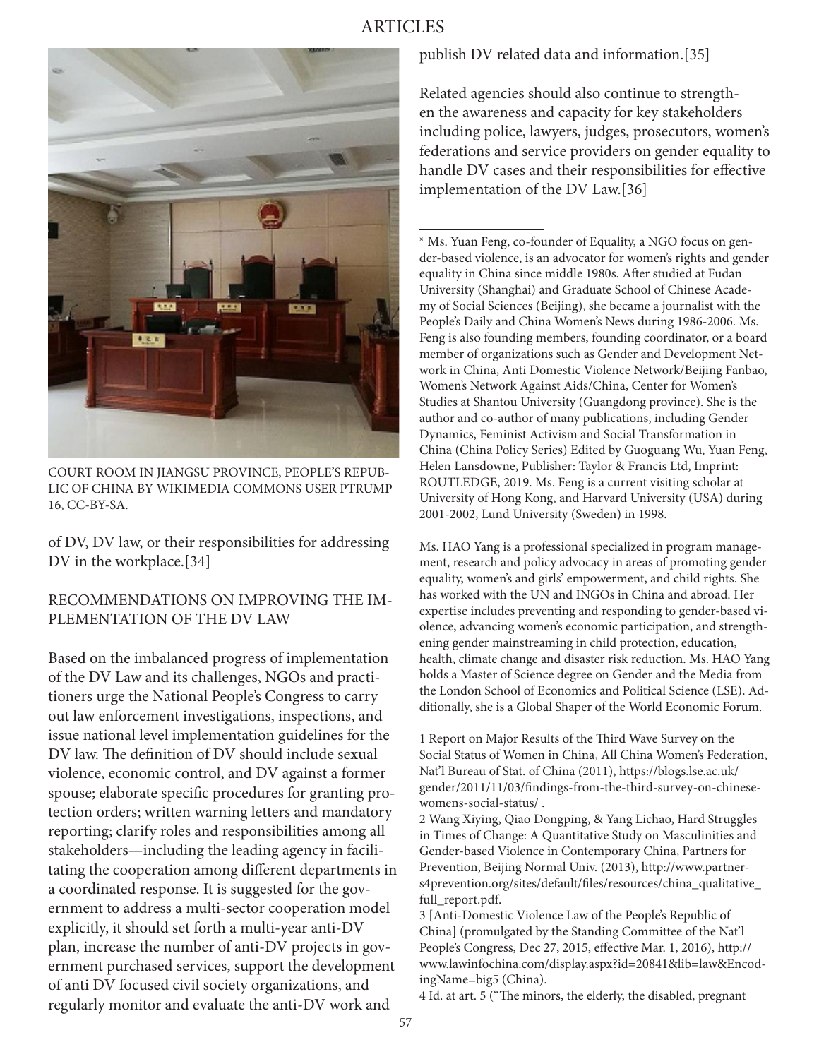COURT ROOM IN JIANGSU PROVINCE, PEOPLE'S REPUBLIC OF CHINA BY WIKIMEDIA COMMONS USER PTRUMP 16, CC-BY-SA.

of DV, DV law, or their responsibilities for addressing DV in the workplace.[34]

## RECOMMENDATIONS ON IMPROVING THE IMPLEMENTATION OF THE DV LAW

Based on the imbalanced progress of implementation of the DV Law and its challenges, NGOs and practitioners urge the National People's Congress to carry out law enforcement investigations, inspections, and issue national level implementation guidelines for the DV law. The definition of DV should include sexual violence, economic control, and DV against a former spouse; elaborate specific procedures for granting protection orders; written warning letters and mandatory reporting; clarify roles and responsibilities among all stakeholders—including the leading agency in facilitating the cooperation among different departments in a coordinated response. It is suggested for the government to address a multi-sector cooperation model explicitly, it should set forth a multi-year anti-DV plan, increase the number of anti-DV projects in government purchased services, support the development of anti DV focused civil society organizations, and regularly monitor and evaluate the anti-DV work and publish DV related data and information.[35]

Related agencies should also continue to strengthen the awareness and capacity for key stakeholders including police, lawyers, judges, prosecutors, women's federations and service providers on gender equality to handle DV cases and their responsibilities for effective implementation of the DV Law.[36]

---

* Ms. Yuan Feng, co-founder of Equality, a NGO focus on gender-based violence, is an advocator for women's rights and gender equality in China since middle 1980s. After studied at Fudan University (Shanghai) and Graduate School of Chinese Academy of Social Sciences (Beijing), she became a journalist with the People's Daily and China Women's News during 1986-2006. Ms. Feng is also founding members, founding coordinator, or a board member of organizations such as Gender and Development Network in China, Anti Domestic Violence Network/Beijing Fanbao, Women's Network Against Aids/China, Center for Women's Studies at Shantou University (Guangdong province). She is the author and co-author of many publications, including Gender Dynamics, Feminist Activism and Social Transformation in China (China Policy Series) Edited by Guoguang Wu, Yuan Feng, Helen Lansdowne, Publisher: Taylor & Francis Ltd, Imprint: ROUTLEDGE, 2019. Ms. Feng is a current visiting scholar at University of Hong Kong, and Harvard University (USA) during 2001-2002, Lund University (Sweden) in 1998.

Ms. HAO Yang is a professional specialized in program management, research and policy advocacy in areas of promoting gender equality, women's and girls' empowerment, and child rights. She has worked with the UN and INGOs in China and abroad. Her expertise includes preventing and responding to gender-based violence, advancing women's economic participation, and strengthening gender mainstreaming in child protection, education, health, climate change and disaster risk reduction. Ms. HAO Yang holds a Master of Science degree on Gender and the Media from the London School of Economics and Political Science (LSE). Additionally, she is a Global Shaper of the World Economic Forum.

1 Report on Major Results of the Third Wave Survey on the Social Status of Women in China, All China Women's Federation, Nat'l Bureau of Stat. of China (2011), https://blogs.lse.ac.uk/gender/2011/11/03/findings-from-the-third-survey-on-chinese-womens-social-status/ .

2 Wang Xiying, Qiao Dongping, & Yang Lichao, Hard Struggles in Times of Change: A Quantitative Study on Masculinities and Gender-based Violence in Contemporary China, Partners for Prevention, Beijing Normal Univ. (2013), http://www.partners4prevention.org/sites/default/files/resources/china_qualitative_full_report.pdf.

3 [Anti-Domestic Violence Law of the People's Republic of China] (promulgated by the Standing Committee of the Nat'l People's Congress, Dec 27, 2015, effective Mar. 1, 2016), http://www.lawinfochina.com/display.aspx?id=20841&lib=law&EncodingName=big5 (China).

4 Id. at art. 5 ("The minors, the elderly, the disabled, pregnant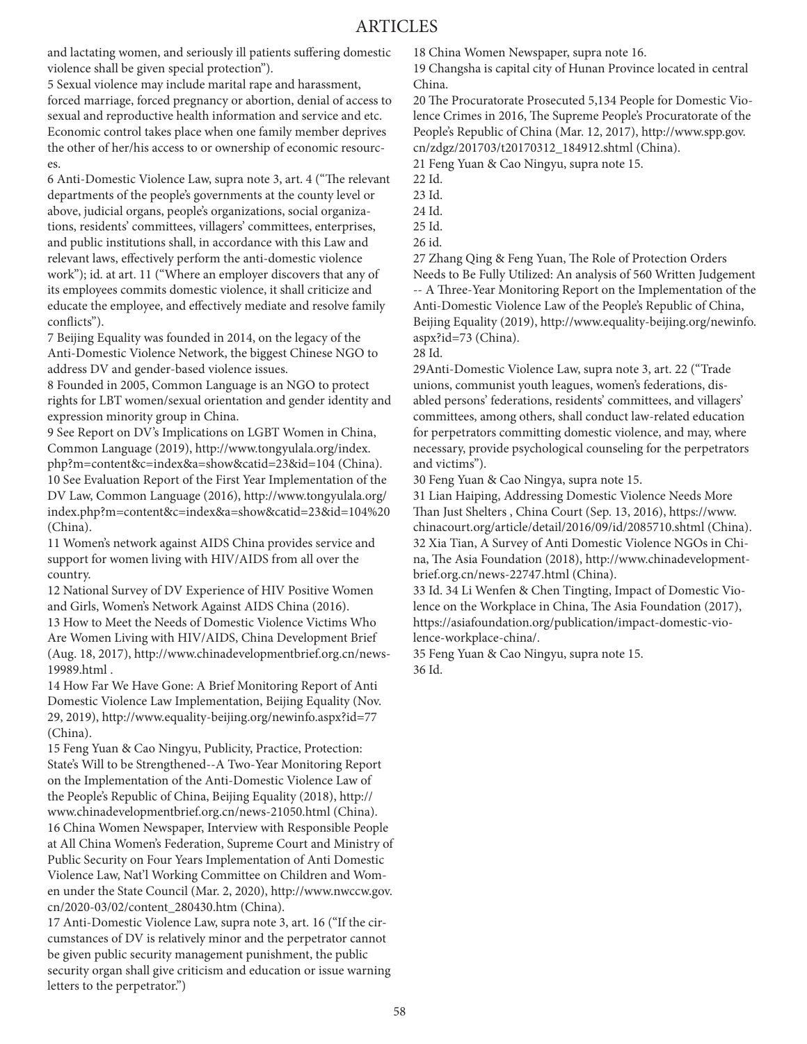and lactating women, and seriously ill patients suffering domestic violence shall be given special protection").

5 Sexual violence may include marital rape and harassment, forced marriage, forced pregnancy or abortion, denial of access to sexual and reproductive health information and service and etc. Economic control takes place when one family member deprives the other of her/his access to or ownership of economic resources.

6 Anti-Domestic Violence Law, supra note 3, art. 4 ("The relevant departments of the people's governments at the county level or above, judicial organs, people's organizations, social organizations, residents' committees, villagers' committees, enterprises, and public institutions shall, in accordance with this Law and relevant laws, effectively perform the anti-domestic violence work"); id. at art. 11 ("Where an employer discovers that any of its employees commits domestic violence, it shall criticize and educate the employee, and effectively mediate and resolve family conflicts").

7 Beijing Equality was founded in 2014, on the legacy of the Anti-Domestic Violence Network, the biggest Chinese NGO to address DV and gender-based violence issues.

8 Founded in 2005, Common Language is an NGO to protect rights for LBT women/sexual orientation and gender identity and expression minority group in China.

9 See Report on DV's Implications on LGBT Women in China, Common Language (2019), http://www.tongyulala.org/index.php?m=content&c=index&a=show&catid=23&id=104 (China).

10 See Evaluation Report of the First Year Implementation of the DV Law, Common Language (2016), http://www.tongyulala.org/index.php?m=content&c=index&a=show&catid=23&id=104%20 (China).

11 Women's network against AIDS China provides service and support for women living with HIV/AIDS from all over the country.

12 National Survey of DV Experience of HIV Positive Women and Girls, Women's Network Against AIDS China (2016).

13 How to Meet the Needs of Domestic Violence Victims Who Are Women Living with HIV/AIDS, China Development Brief (Aug. 18, 2017), http://www.chinadevelopmentbrief.org.cn/news-19989.html .

14 How Far We Have Gone: A Brief Monitoring Report of Anti Domestic Violence Law Implementation, Beijing Equality (Nov. 29, 2019), http://www.equality-beijing.org/newinfo.aspx?id=77 (China).

15 Feng Yuan & Cao Ningyu, Publicity, Practice, Protection: State's Will to be Strengthened--A Two-Year Monitoring Report on the Implementation of the Anti-Domestic Violence Law of the People's Republic of China, Beijing Equality (2018), http://www.chinadevelopmentbrief.org.cn/news-21050.html (China).

16 China Women Newspaper, Interview with Responsible People at All China Women's Federation, Supreme Court and Ministry of Public Security on Four Years Implementation of Anti Domestic Violence Law, Nat'l Working Committee on Children and Women under the State Council (Mar. 2, 2020), http://www.nwccw.gov.cn/2020-03/02/content_280430.htm (China).

17 Anti-Domestic Violence Law, supra note 3, art. 16 ("If the circumstances of DV is relatively minor and the perpetrator cannot be given public security management punishment, the public security organ shall give criticism and education or issue warning letters to the perpetrator.")

18 China Women Newspaper, supra note 16.

19 Changsha is capital city of Hunan Province located in central China.

20 The Procuratorate Prosecuted 5,134 People for Domestic Violence Crimes in 2016, The Supreme People's Procuratorate of the People's Republic of China (Mar. 12, 2017), http://www.spp.gov.cn/zdgz/201703/t20170312_184912.shtml (China).

21 Feng Yuan & Cao Ningyu, supra note 15.

22 Id.

23 Id.

24 Id.

25 Id.

26 id.

27 Zhang Qing & Feng Yuan, The Role of Protection Orders Needs to Be Fully Utilized: An analysis of 560 Written Judgement -- A Three-Year Monitoring Report on the Implementation of the Anti-Domestic Violence Law of the People's Republic of China, Beijing Equality (2019), http://www.equality-beijing.org/newinfo.aspx?id=73 (China).

28 Id.

29Anti-Domestic Violence Law, supra note 3, art. 22 ("Trade unions, communist youth leagues, women's federations, disabled persons' federations, residents' committees, and villagers' committees, among others, shall conduct law-related education for perpetrators committing domestic violence, and may, where necessary, provide psychological counseling for the perpetrators and victims").

30 Feng Yuan & Cao Ningya, supra note 15.

31 Lian Haiping, Addressing Domestic Violence Needs More Than Just Shelters , China Court (Sep. 13, 2016), https://www.chinacourt.org/article/detail/2016/09/id/2085710.shtml (China).

32 Xia Tian, A Survey of Anti Domestic Violence NGOs in China, The Asia Foundation (2018), http://www.chinadevelopmentbrief.org.cn/news-22747.html (China).

33 Id. 34 Li Wenfen & Chen Tingting, Impact of Domestic Violence on the Workplace in China, The Asia Foundation (2017), https://asiafoundation.org/publication/impact-domestic-violence-workplace-china/.

35 Feng Yuan & Cao Ningyu, supra note 15.

36 Id.